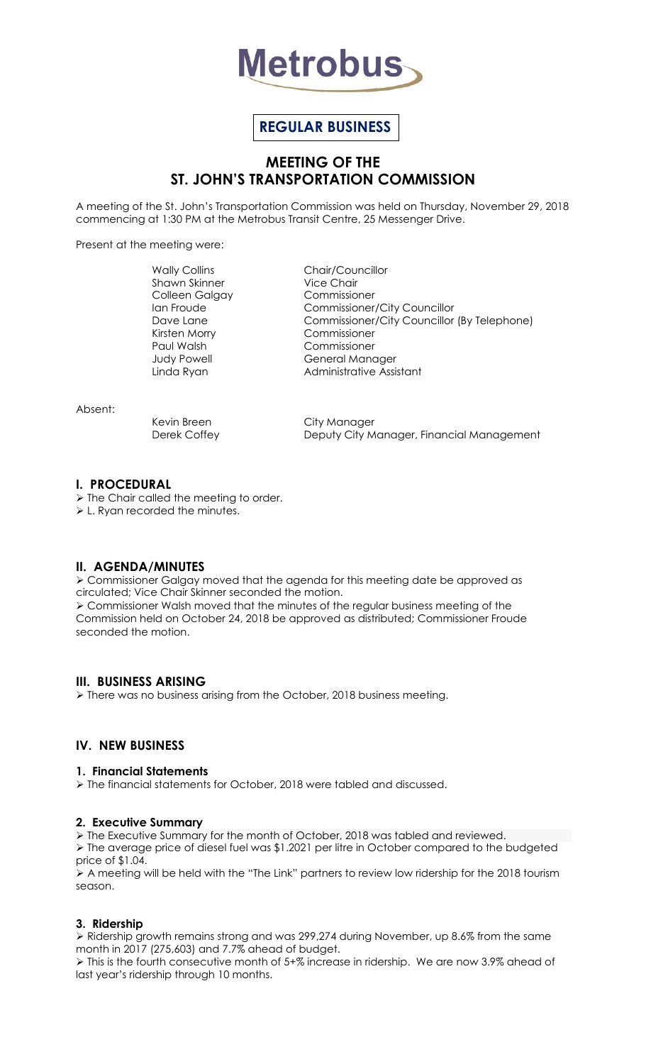# Metrobus

## REGULAR BUSINESS

## MEETING OF THE ST. JOHN'S TRANSPORTATION COMMISSION

A meeting of the St. John's Transportation Commission was held on Thursday, November 29, 2018 commencing at 1:30 PM at the Metrobus Transit Centre, 25 Messenger Drive.

Present at the meeting were:

| | |
|---|---|
| Wally Collins | Chair/Councillor |
| Shawn Skinner | Vice Chair |
| Colleen Galgay | Commissioner |
| Ian Froude | Commissioner/City Councillor |
| Dave Lane | Commissioner/City Councillor (By Telephone) |
| Kirsten Morry | Commissioner |
| Paul Walsh | Commissioner |
| Judy Powell | General Manager |
| Linda Ryan | Administrative Assistant |

Absent:

| | |
|---|---|
| Kevin Breen | City Manager |
| Derek Coffey | Deputy City Manager, Financial Management |

### I. PROCEDURAL

- The Chair called the meeting to order.
- L. Ryan recorded the minutes.

### II. AGENDA/MINUTES

- Commissioner Galgay moved that the agenda for this meeting date be approved as circulated; Vice Chair Skinner seconded the motion.
- Commissioner Walsh moved that the minutes of the regular business meeting of the Commission held on October 24, 2018 be approved as distributed; Commissioner Froude seconded the motion.

### III. BUSINESS ARISING

- There was no business arising from the October, 2018 business meeting.

### IV. NEW BUSINESS

#### 1. Financial Statements

- The financial statements for October, 2018 were tabled and discussed.

#### 2. Executive Summary

- The Executive Summary for the month of October, 2018 was tabled and reviewed.
- The average price of diesel fuel was $1.2021 per litre in October compared to the budgeted price of $1.04.
- A meeting will be held with the "The Link" partners to review low ridership for the 2018 tourism season.

#### 3. Ridership

- Ridership growth remains strong and was 299,274 during November, up 8.6% from the same month in 2017 (275,603) and 7.7% ahead of budget.
- This is the fourth consecutive month of 5+% increase in ridership. We are now 3.9% ahead of last year's ridership through 10 months.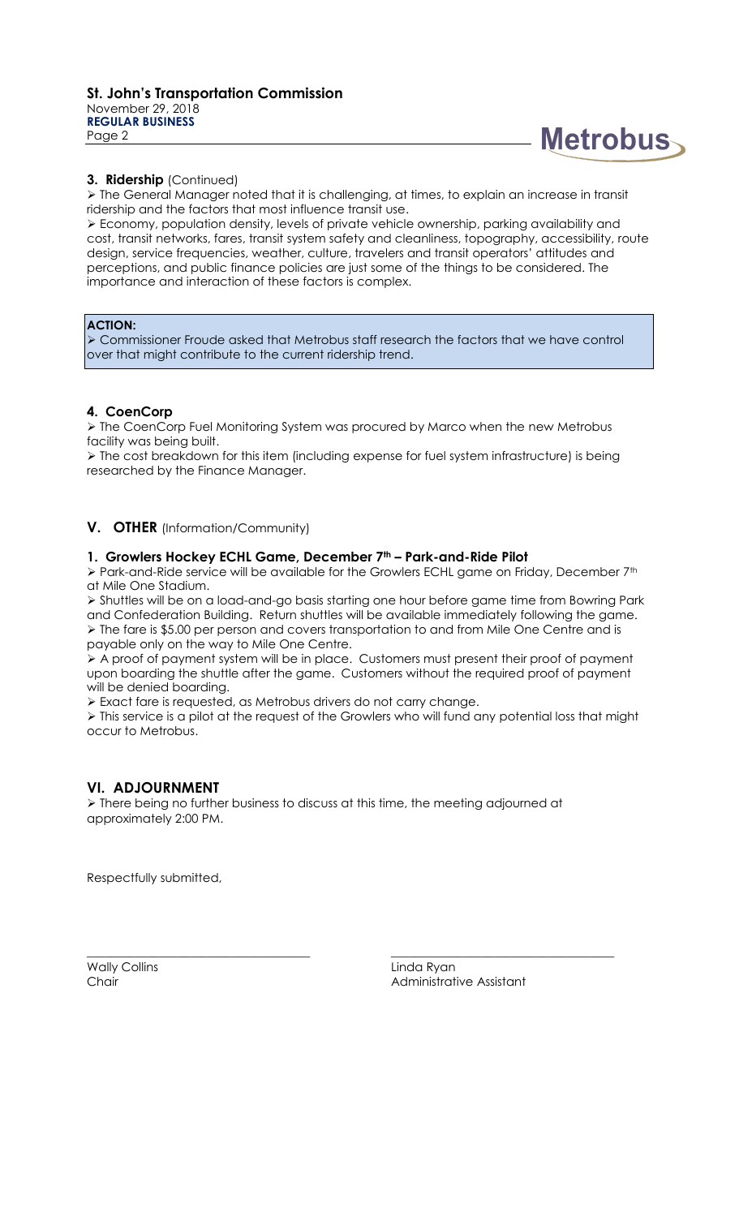### 3. Ridership (Continued)

➢ The General Manager noted that it is challenging, at times, to explain an increase in transit ridership and the factors that most influence transit use.

➢ Economy, population density, levels of private vehicle ownership, parking availability and cost, transit networks, fares, transit system safety and cleanliness, topography, accessibility, route design, service frequencies, weather, culture, travelers and transit operators' attitudes and perceptions, and public finance policies are just some of the things to be considered. The importance and interaction of these factors is complex.

**ACTION:**

➢ Commissioner Froude asked that Metrobus staff research the factors that we have control over that might contribute to the current ridership trend.

### 4. CoenCorp

➢ The CoenCorp Fuel Monitoring System was procured by Marco when the new Metrobus facility was being built.

➢ The cost breakdown for this item (including expense for fuel system infrastructure) is being researched by the Finance Manager.

## V. OTHER (Information/Community)

### 1. Growlers Hockey ECHL Game, December 7th – Park-and-Ride Pilot

➢ Park-and-Ride service will be available for the Growlers ECHL game on Friday, December 7th at Mile One Stadium.

➢ Shuttles will be on a load-and-go basis starting one hour before game time from Bowring Park and Confederation Building. Return shuttles will be available immediately following the game.

➢ The fare is $5.00 per person and covers transportation to and from Mile One Centre and is payable only on the way to Mile One Centre.

➢ A proof of payment system will be in place. Customers must present their proof of payment upon boarding the shuttle after the game. Customers without the required proof of payment will be denied boarding.

➢ Exact fare is requested, as Metrobus drivers do not carry change.

➢ This service is a pilot at the request of the Growlers who will fund any potential loss that might occur to Metrobus.

## VI. ADJOURNMENT

➢ There being no further business to discuss at this time, the meeting adjourned at approximately 2:00 PM.

Respectfully submitted,

\_\_\_\_\_\_\_\_\_\_\_\_\_\_\_\_\_\_\_\_\_\_\_\_\_\_\_\_\_\_\_\_\_\_\_\_ \_\_\_\_\_\_\_\_\_\_\_\_\_\_\_\_\_\_\_\_\_\_\_\_\_\_\_\_\_\_\_\_\_\_\_\_

Wally Collins
Chair

Linda Ryan
Administrative Assistant